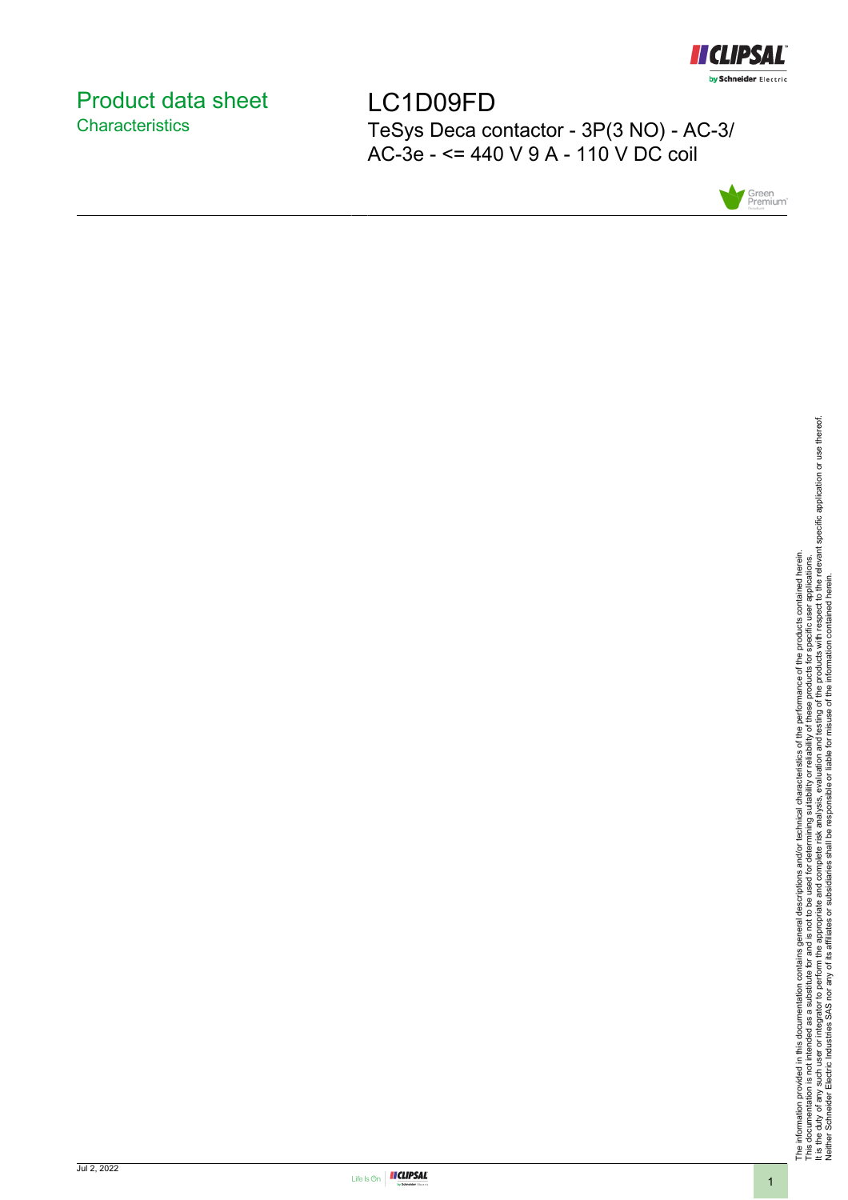# Product data sheet

## Characteristics

# LC1D09FD

TeSys Deca contactor - 3P(3 NO) - AC-3/ AC-3e - <= 440 V 9 A - 110 V DC coil

The information provided in this documentation contains general descriptions and/or technical characteristics of the performance of the products contained herein.
This documentation is not intended as a substitute for and is not to be used for determining suitability or reliability of these products for specific user applications.
It is the duty of any such user or integrator to perform the appropriate and complete risk analysis, evaluation and testing of the products with respect to the relevant specific application or use thereof.
Neither Schneider Electric Industries SAS nor any of its affiliates or subsidiaries shall be responsible or liable for misuse of the information contained herein.

Jul 2, 2022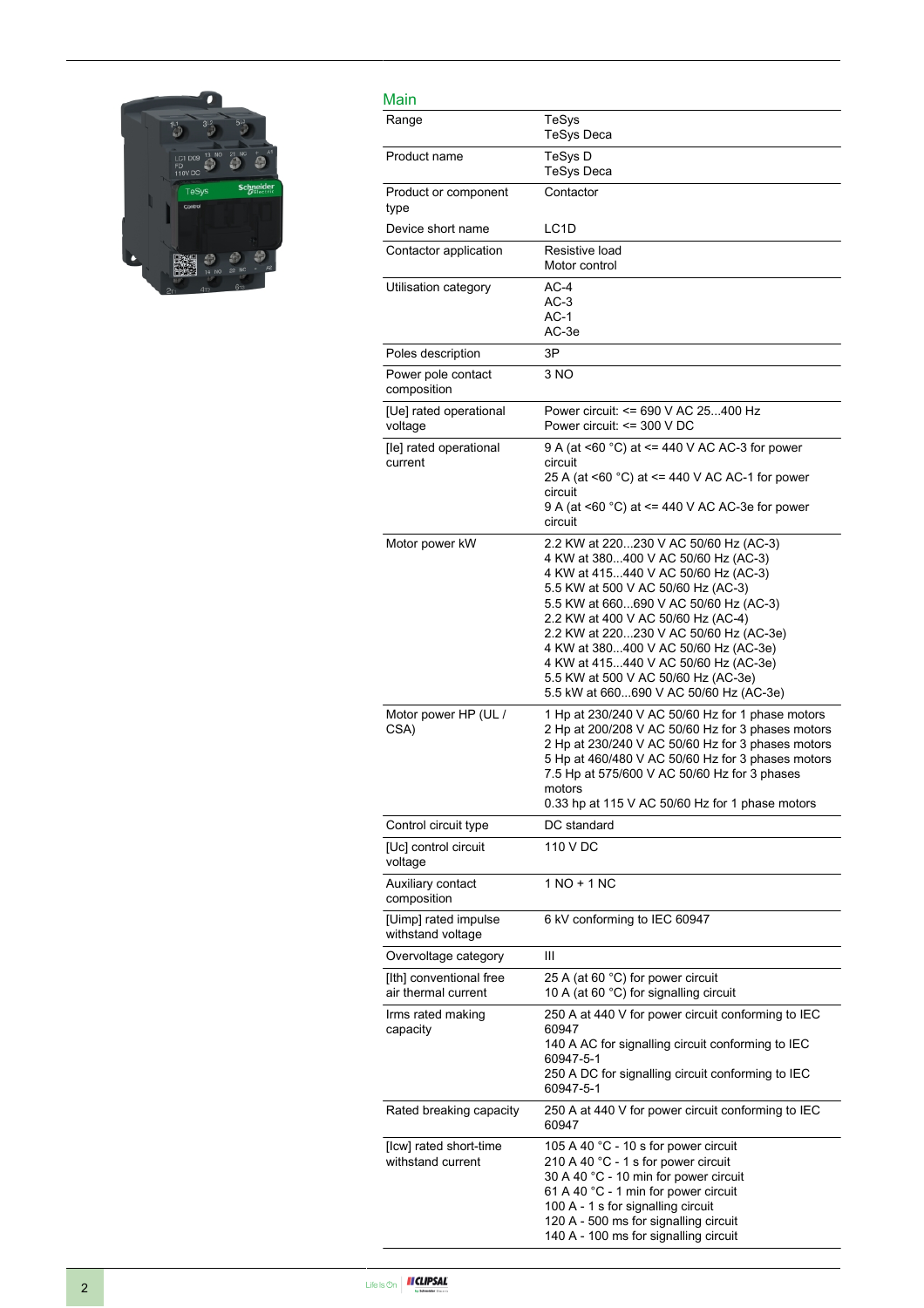## Main

| | |
|---|---|
| Range | TeSys<br>TeSys Deca |
| Product name | TeSys D<br>TeSys Deca |
| Product or component type | Contactor |
| Device short name | LC1D |
| Contactor application | Resistive load<br>Motor control |
| Utilisation category | AC-4<br>AC-3<br>AC-1<br>AC-3e |
| Poles description | 3P |
| Power pole contact composition | 3 NO |
| [Ue] rated operational voltage | Power circuit: <= 690 V AC 25...400 Hz<br>Power circuit: <= 300 V DC |
| [Ie] rated operational current | 9 A (at <60 °C) at <= 440 V AC AC-3 for power circuit<br>25 A (at <60 °C) at <= 440 V AC AC-1 for power circuit<br>9 A (at <60 °C) at <= 440 V AC AC-3e for power circuit |
| Motor power kW | 2.2 KW at 220...230 V AC 50/60 Hz (AC-3)<br>4 KW at 380...400 V AC 50/60 Hz (AC-3)<br>4 KW at 415...440 V AC 50/60 Hz (AC-3)<br>5.5 KW at 500 V AC 50/60 Hz (AC-3)<br>5.5 KW at 660...690 V AC 50/60 Hz (AC-3)<br>2.2 KW at 400 V AC 50/60 Hz (AC-4)<br>2.2 KW at 220...230 V AC 50/60 Hz (AC-3e)<br>4 KW at 380...400 V AC 50/60 Hz (AC-3e)<br>4 KW at 415...440 V AC 50/60 Hz (AC-3e)<br>5.5 KW at 500 V AC 50/60 Hz (AC-3e)<br>5.5 kW at 660...690 V AC 50/60 Hz (AC-3e) |
| Motor power HP (UL / CSA) | 1 Hp at 230/240 V AC 50/60 Hz for 1 phase motors<br>2 Hp at 200/208 V AC 50/60 Hz for 3 phases motors<br>2 Hp at 230/240 V AC 50/60 Hz for 3 phases motors<br>5 Hp at 460/480 V AC 50/60 Hz for 3 phases motors<br>7.5 Hp at 575/600 V AC 50/60 Hz for 3 phases motors<br>0.33 hp at 115 V AC 50/60 Hz for 1 phase motors |
| Control circuit type | DC standard |
| [Uc] control circuit voltage | 110 V DC |
| Auxiliary contact composition | 1 NO + 1 NC |
| [Uimp] rated impulse withstand voltage | 6 kV conforming to IEC 60947 |
| Overvoltage category | III |
| [Ith] conventional free air thermal current | 25 A (at 60 °C) for power circuit<br>10 A (at 60 °C) for signalling circuit |
| Irms rated making capacity | 250 A at 440 V for power circuit conforming to IEC 60947<br>140 A AC for signalling circuit conforming to IEC 60947-5-1<br>250 A DC for signalling circuit conforming to IEC 60947-5-1 |
| Rated breaking capacity | 250 A at 440 V for power circuit conforming to IEC 60947 |
| [Icw] rated short-time withstand current | 105 A 40 °C - 10 s for power circuit<br>210 A 40 °C - 1 s for power circuit<br>30 A 40 °C - 10 min for power circuit<br>61 A 40 °C - 1 min for power circuit<br>100 A - 1 s for signalling circuit<br>120 A - 500 ms for signalling circuit<br>140 A - 100 ms for signalling circuit |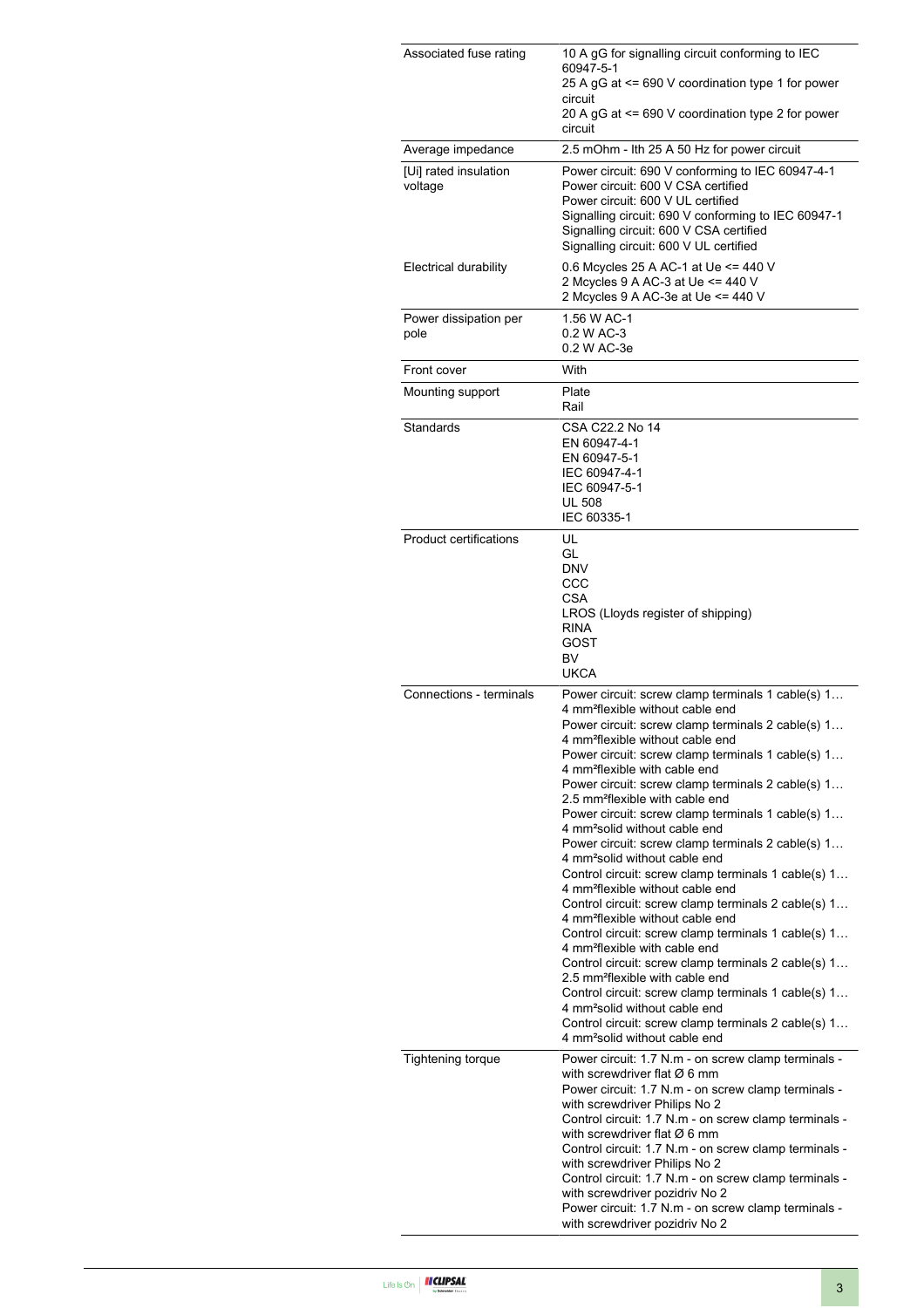| | |
|---|---|
| Associated fuse rating | 10 A gG for signalling circuit conforming to IEC 60947-5-1<br>25 A gG at <= 690 V coordination type 1 for power circuit<br>20 A gG at <= 690 V coordination type 2 for power circuit |
| Average impedance | 2.5 mOhm - Ith 25 A 50 Hz for power circuit |
| [Ui] rated insulation voltage | Power circuit: 690 V conforming to IEC 60947-4-1<br>Power circuit: 600 V CSA certified<br>Power circuit: 600 V UL certified<br>Signalling circuit: 690 V conforming to IEC 60947-1<br>Signalling circuit: 600 V CSA certified<br>Signalling circuit: 600 V UL certified |
| Electrical durability | 0.6 Mcycles 25 A AC-1 at Ue <= 440 V<br>2 Mcycles 9 A AC-3 at Ue <= 440 V<br>2 Mcycles 9 A AC-3e at Ue <= 440 V |
| Power dissipation per pole | 1.56 W AC-1<br>0.2 W AC-3<br>0.2 W AC-3e |
| Front cover | With |
| Mounting support | Plate<br>Rail |
| Standards | CSA C22.2 No 14<br>EN 60947-4-1<br>EN 60947-5-1<br>IEC 60947-4-1<br>IEC 60947-5-1<br>UL 508<br>IEC 60335-1 |
| Product certifications | UL<br>GL<br>DNV<br>CCC<br>CSA<br>LROS (Lloyds register of shipping)<br>RINA<br>GOST<br>BV<br>UKCA |
| Connections - terminals | Power circuit: screw clamp terminals 1 cable(s) 1…4 mm²flexible without cable end<br>Power circuit: screw clamp terminals 2 cable(s) 1…4 mm²flexible without cable end<br>Power circuit: screw clamp terminals 1 cable(s) 1…4 mm²flexible with cable end<br>Power circuit: screw clamp terminals 2 cable(s) 1…2.5 mm²flexible with cable end<br>Power circuit: screw clamp terminals 1 cable(s) 1…4 mm²solid without cable end<br>Power circuit: screw clamp terminals 2 cable(s) 1…4 mm²solid without cable end<br>Control circuit: screw clamp terminals 1 cable(s) 1…4 mm²flexible without cable end<br>Control circuit: screw clamp terminals 2 cable(s) 1…4 mm²flexible without cable end<br>Control circuit: screw clamp terminals 1 cable(s) 1…4 mm²flexible with cable end<br>Control circuit: screw clamp terminals 2 cable(s) 1…2.5 mm²flexible with cable end<br>Control circuit: screw clamp terminals 1 cable(s) 1…4 mm²solid without cable end<br>Control circuit: screw clamp terminals 2 cable(s) 1…4 mm²solid without cable end |
| Tightening torque | Power circuit: 1.7 N.m - on screw clamp terminals - with screwdriver flat Ø 6 mm<br>Power circuit: 1.7 N.m - on screw clamp terminals - with screwdriver Philips No 2<br>Control circuit: 1.7 N.m - on screw clamp terminals - with screwdriver flat Ø 6 mm<br>Control circuit: 1.7 N.m - on screw clamp terminals - with screwdriver Philips No 2<br>Control circuit: 1.7 N.m - on screw clamp terminals - with screwdriver pozidriv No 2<br>Power circuit: 1.7 N.m - on screw clamp terminals - with screwdriver pozidriv No 2 |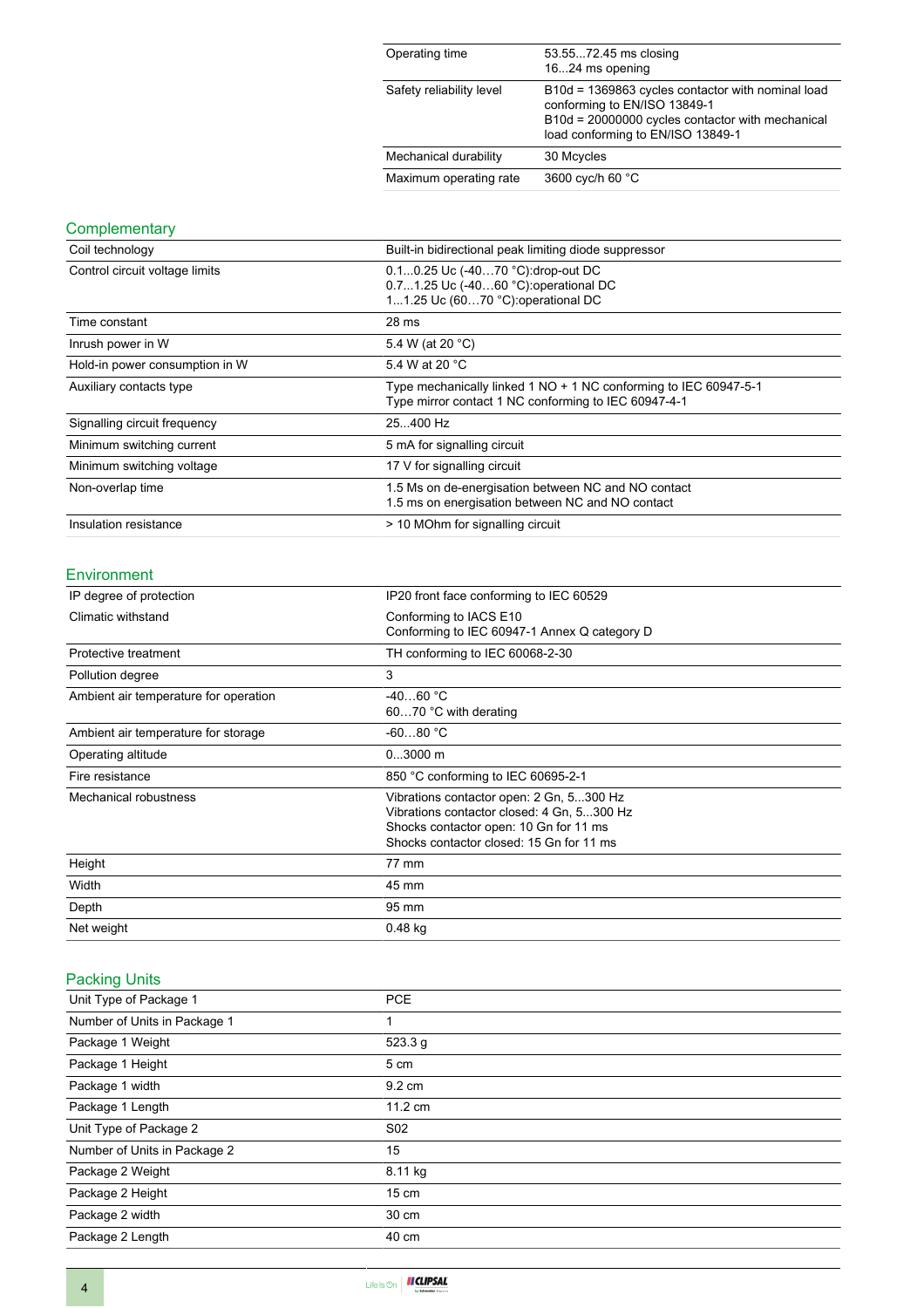| | |
|---|---|
| Operating time | 53.55...72.45 ms closing<br>16...24 ms opening |
| Safety reliability level | B10d = 1369863 cycles contactor with nominal load conforming to EN/ISO 13849-1<br>B10d = 20000000 cycles contactor with mechanical load conforming to EN/ISO 13849-1 |
| Mechanical durability | 30 Mcycles |
| Maximum operating rate | 3600 cyc/h 60 °C |

## Complementary

| | |
|---|---|
| Coil technology | Built-in bidirectional peak limiting diode suppressor |
| Control circuit voltage limits | 0.1...0.25 Uc (-40…70 °C):drop-out DC<br>0.7...1.25 Uc (-40…60 °C):operational DC<br>1...1.25 Uc (60…70 °C):operational DC |
| Time constant | 28 ms |
| Inrush power in W | 5.4 W (at 20 °C) |
| Hold-in power consumption in W | 5.4 W at 20 °C |
| Auxiliary contacts type | Type mechanically linked 1 NO + 1 NC conforming to IEC 60947-5-1<br>Type mirror contact 1 NC conforming to IEC 60947-4-1 |
| Signalling circuit frequency | 25...400 Hz |
| Minimum switching current | 5 mA for signalling circuit |
| Minimum switching voltage | 17 V for signalling circuit |
| Non-overlap time | 1.5 Ms on de-energisation between NC and NO contact<br>1.5 ms on energisation between NC and NO contact |
| Insulation resistance | > 10 MOhm for signalling circuit |

## Environment

| | |
|---|---|
| IP degree of protection | IP20 front face conforming to IEC 60529 |
| Climatic withstand | Conforming to IACS E10<br>Conforming to IEC 60947-1 Annex Q category D |
| Protective treatment | TH conforming to IEC 60068-2-30 |
| Pollution degree | 3 |
| Ambient air temperature for operation | -40…60 °C<br>60…70 °C with derating |
| Ambient air temperature for storage | -60...80 °C |
| Operating altitude | 0...3000 m |
| Fire resistance | 850 °C conforming to IEC 60695-2-1 |
| Mechanical robustness | Vibrations contactor open: 2 Gn, 5...300 Hz<br>Vibrations contactor closed: 4 Gn, 5...300 Hz<br>Shocks contactor open: 10 Gn for 11 ms<br>Shocks contactor closed: 15 Gn for 11 ms |
| Height | 77 mm |
| Width | 45 mm |
| Depth | 95 mm |
| Net weight | 0.48 kg |

## Packing Units

| | |
|---|---|
| Unit Type of Package 1 | PCE |
| Number of Units in Package 1 | 1 |
| Package 1 Weight | 523.3 g |
| Package 1 Height | 5 cm |
| Package 1 width | 9.2 cm |
| Package 1 Length | 11.2 cm |
| Unit Type of Package 2 | S02 |
| Number of Units in Package 2 | 15 |
| Package 2 Weight | 8.11 kg |
| Package 2 Height | 15 cm |
| Package 2 width | 30 cm |
| Package 2 Length | 40 cm |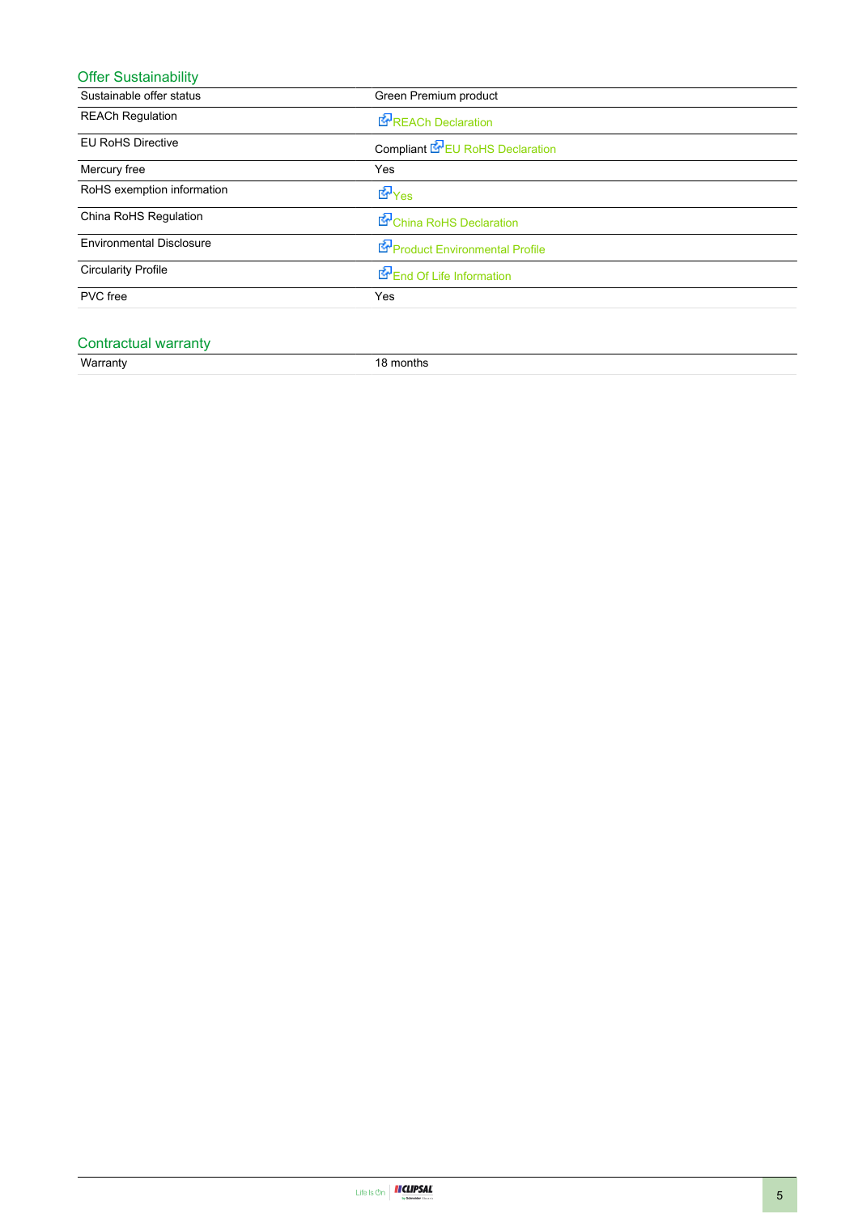## Offer Sustainability

| | |
|---|---|
| Sustainable offer status | Green Premium product |
| REACh Regulation | REACh Declaration |
| EU RoHS Directive | Compliant EU RoHS Declaration |
| Mercury free | Yes |
| RoHS exemption information | Yes |
| China RoHS Regulation | China RoHS Declaration |
| Environmental Disclosure | Product Environmental Profile |
| Circularity Profile | End Of Life Information |
| PVC free | Yes |

## Contractual warranty

| | |
|---|---|
| Warranty | 18 months |